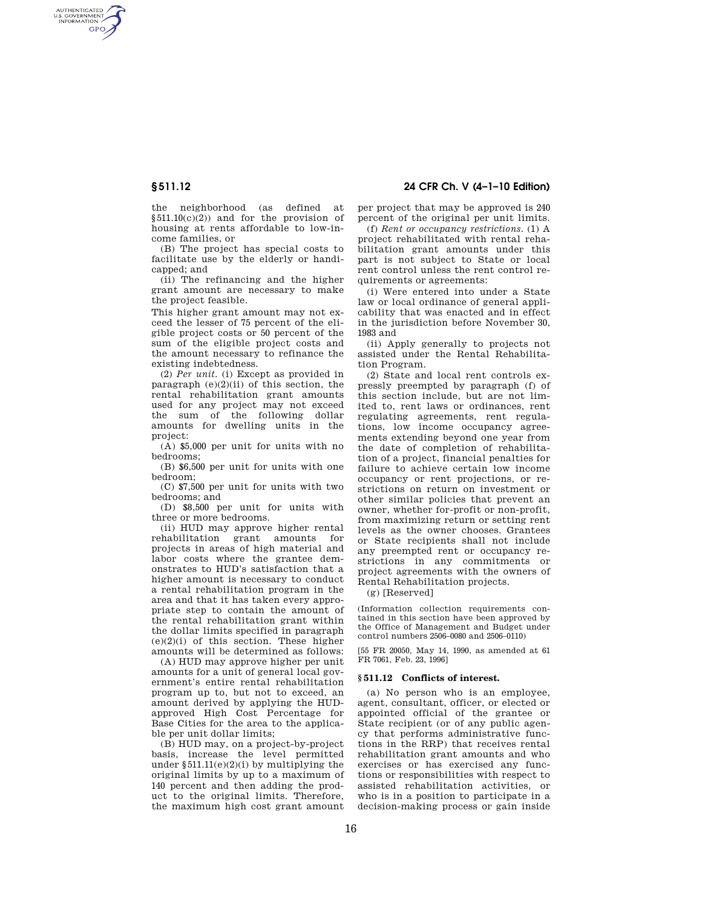the neighborhood (as defined at §511.10(c)(2)) and for the provision of housing at rents affordable to low-income families, or

(B) The project has special costs to facilitate use by the elderly or handicapped; and

(ii) The refinancing and the higher grant amount are necessary to make the project feasible.

This higher grant amount may not exceed the lesser of 75 percent of the eligible project costs or 50 percent of the sum of the eligible project costs and the amount necessary to refinance the existing indebtedness.

(2) *Per unit.* (i) Except as provided in paragraph (e)(2)(ii) of this section, the rental rehabilitation grant amounts used for any project may not exceed the sum of the following dollar amounts for dwelling units in the project:

(A) $5,000 per unit for units with no bedrooms;

(B) $6,500 per unit for units with one bedroom;

(C) $7,500 per unit for units with two bedrooms; and

(D) $8,500 per unit for units with three or more bedrooms.

(ii) HUD may approve higher rental rehabilitation grant amounts for projects in areas of high material and labor costs where the grantee demonstrates to HUD's satisfaction that a higher amount is necessary to conduct a rental rehabilitation program in the area and that it has taken every appropriate step to contain the amount of the rental rehabilitation grant within the dollar limits specified in paragraph (e)(2)(i) of this section. These higher amounts will be determined as follows:

(A) HUD may approve higher per unit amounts for a unit of general local government's entire rental rehabilitation program up to, but not to exceed, an amount derived by applying the HUD-approved High Cost Percentage for Base Cities for the area to the applicable per unit dollar limits;

(B) HUD may, on a project-by-project basis, increase the level permitted under §511.11(e)(2)(i) by multiplying the original limits by up to a maximum of 140 percent and then adding the product to the original limits. Therefore, the maximum high cost grant amount per project that may be approved is 240 percent of the original per unit limits.

(f) *Rent or occupancy restrictions.* (1) A project rehabilitated with rental rehabilitation grant amounts under this part is not subject to State or local rent control unless the rent control requirements or agreements:

(i) Were entered into under a State law or local ordinance of general applicability that was enacted and in effect in the jurisdiction before November 30, 1983 and

(ii) Apply generally to projects not assisted under the Rental Rehabilitation Program.

(2) State and local rent controls expressly preempted by paragraph (f) of this section include, but are not limited to, rent laws or ordinances, rent regulating agreements, rent regulations, low income occupancy agreements extending beyond one year from the date of completion of rehabilitation of a project, financial penalties for failure to achieve certain low income occupancy or rent projections, or restrictions on return on investment or other similar policies that prevent an owner, whether for-profit or non-profit, from maximizing return or setting rent levels as the owner chooses. Grantees or State recipients shall not include any preempted rent or occupancy restrictions in any commitments or project agreements with the owners of Rental Rehabilitation projects.

(g) [Reserved]

(Information collection requirements contained in this section have been approved by the Office of Management and Budget under control numbers 2506–0080 and 2506–0110)

[55 FR 20050, May 14, 1990, as amended at 61 FR 7061, Feb. 23, 1996]

## §511.12 Conflicts of interest.

(a) No person who is an employee, agent, consultant, officer, or elected or appointed official of the grantee or State recipient (or of any public agency that performs administrative functions in the RRP) that receives rental rehabilitation grant amounts and who exercises or has exercised any functions or responsibilities with respect to assisted rehabilitation activities, or who is in a position to participate in a decision-making process or gain inside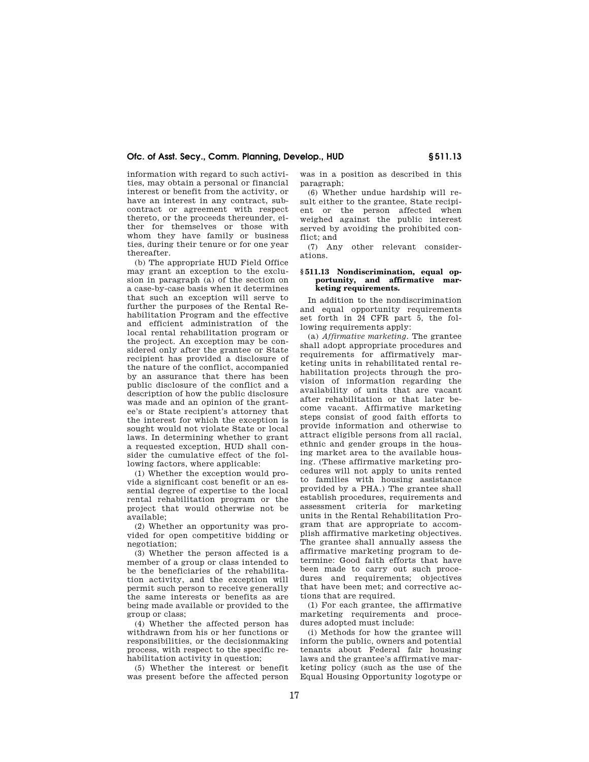information with regard to such activities, may obtain a personal or financial interest or benefit from the activity, or have an interest in any contract, subcontract or agreement with respect thereto, or the proceeds thereunder, either for themselves or those with whom they have family or business ties, during their tenure or for one year thereafter.

(b) The appropriate HUD Field Office may grant an exception to the exclusion in paragraph (a) of the section on a case-by-case basis when it determines that such an exception will serve to further the purposes of the Rental Rehabilitation Program and the effective and efficient administration of the local rental rehabilitation program or the project. An exception may be considered only after the grantee or State recipient has provided a disclosure of the nature of the conflict, accompanied by an assurance that there has been public disclosure of the conflict and a description of how the public disclosure was made and an opinion of the grantee's or State recipient's attorney that the interest for which the exception is sought would not violate State or local laws. In determining whether to grant a requested exception, HUD shall consider the cumulative effect of the following factors, where applicable:

(1) Whether the exception would provide a significant cost benefit or an essential degree of expertise to the local rental rehabilitation program or the project that would otherwise not be available;

(2) Whether an opportunity was provided for open competitive bidding or negotiation;

(3) Whether the person affected is a member of a group or class intended to be the beneficiaries of the rehabilitation activity, and the exception will permit such person to receive generally the same interests or benefits as are being made available or provided to the group or class;

(4) Whether the affected person has withdrawn from his or her functions or responsibilities, or the decisionmaking process, with respect to the specific rehabilitation activity in question;

(5) Whether the interest or benefit was present before the affected person was in a position as described in this paragraph;

(6) Whether undue hardship will result either to the grantee, State recipient or the person affected when weighed against the public interest served by avoiding the prohibited conflict; and

(7) Any other relevant considerations.

### § 511.13 Nondiscrimination, equal opportunity, and affirmative marketing requirements.

In addition to the nondiscrimination and equal opportunity requirements set forth in 24 CFR part 5, the following requirements apply:

(a) *Affirmative marketing.* The grantee shall adopt appropriate procedures and requirements for affirmatively marketing units in rehabilitated rental rehabilitation projects through the provision of information regarding the availability of units that are vacant after rehabilitation or that later become vacant. Affirmative marketing steps consist of good faith efforts to provide information and otherwise to attract eligible persons from all racial, ethnic and gender groups in the housing market area to the available housing. (These affirmative marketing procedures will not apply to units rented to families with housing assistance provided by a PHA.) The grantee shall establish procedures, requirements and assessment criteria for marketing units in the Rental Rehabilitation Program that are appropriate to accomplish affirmative marketing objectives. The grantee shall annually assess the affirmative marketing program to determine: Good faith efforts that have been made to carry out such procedures and requirements; objectives that have been met; and corrective actions that are required.

(1) For each grantee, the affirmative marketing requirements and procedures adopted must include:

(i) Methods for how the grantee will inform the public, owners and potential tenants about Federal fair housing laws and the grantee's affirmative marketing policy (such as the use of the Equal Housing Opportunity logotype or